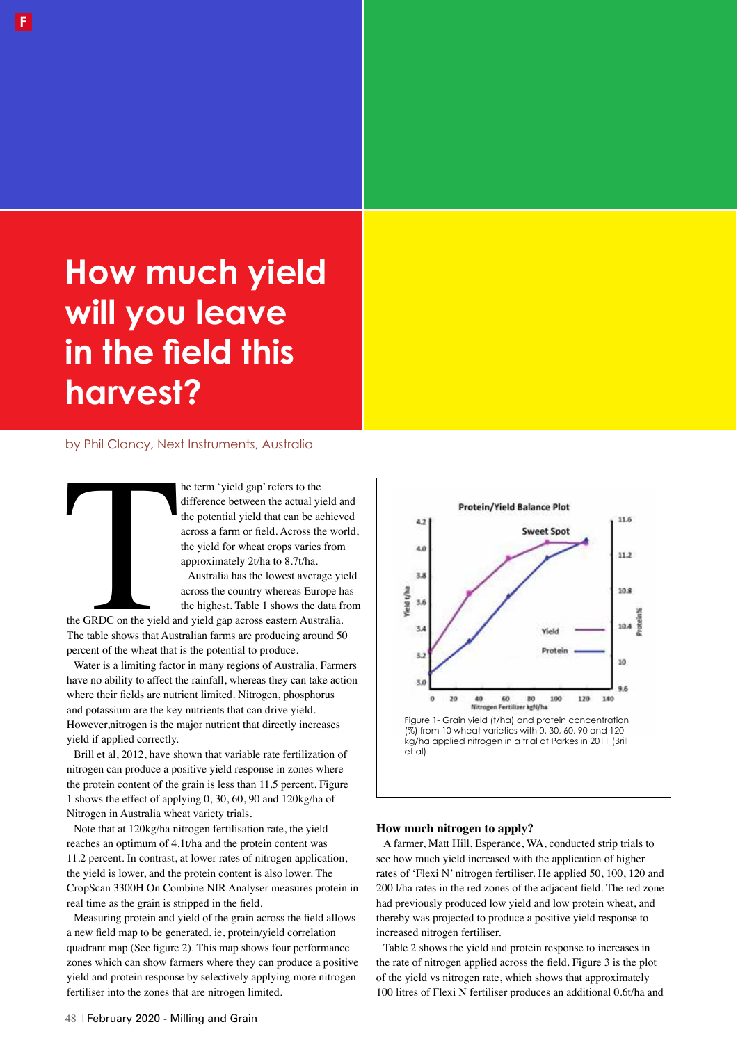# How much yield will you leave in the field this harvest?

by Phil Clancy, Next Instruments, Australia

The term 'yield gap' refers to the difference between the actual yield and the potential yield that can be achieved across a farm or field. Across the world, the yield for wheat crops varies from approximately 2t/ha to 8.7t/ha.

Australia has the lowest average yield across the country whereas Europe has the highest. Table 1 shows the data from the GRDC on the yield and yield gap across eastern Australia. The table shows that Australian farms are producing around 50 percent of the wheat that is the potential to produce.

Water is a limiting factor in many regions of Australia. Farmers have no ability to affect the rainfall, whereas they can take action where their fields are nutrient limited. Nitrogen, phosphorus and potassium are the key nutrients that can drive yield. However,nitrogen is the major nutrient that directly increases yield if applied correctly.

Brill et al, 2012, have shown that variable rate fertilization of nitrogen can produce a positive yield response in zones where the protein content of the grain is less than 11.5 percent. Figure 1 shows the effect of applying 0, 30, 60, 90 and 120kg/ha of Nitrogen in Australia wheat variety trials.

Note that at 120kg/ha nitrogen fertilisation rate, the yield reaches an optimum of 4.1t/ha and the protein content was 11.2 percent. In contrast, at lower rates of nitrogen application, the yield is lower, and the protein content is also lower. The CropScan 3300H On Combine NIR Analyser measures protein in real time as the grain is stripped in the field.

Measuring protein and yield of the grain across the field allows a new field map to be generated, ie, protein/yield correlation quadrant map (See figure 2). This map shows four performance zones which can show farmers where they can produce a positive yield and protein response by selectively applying more nitrogen fertiliser into the zones that are nitrogen limited.

Figure 1- Grain yield (t/ha) and protein concentration (%) from 10 wheat varieties with 0, 30, 60, 90 and 120 kg/ha applied nitrogen in a trial at Parkes in 2011 (Brill et al)

### How much nitrogen to apply?

A farmer, Matt Hill, Esperance, WA, conducted strip trials to see how much yield increased with the application of higher rates of 'Flexi N' nitrogen fertiliser. He applied 50, 100, 120 and 200 l/ha rates in the red zones of the adjacent field. The red zone had previously produced low yield and low protein wheat, and thereby was projected to produce a positive yield response to increased nitrogen fertiliser.

Table 2 shows the yield and protein response to increases in the rate of nitrogen applied across the field. Figure 3 is the plot of the yield vs nitrogen rate, which shows that approximately 100 litres of Flexi N fertiliser produces an additional 0.6t/ha and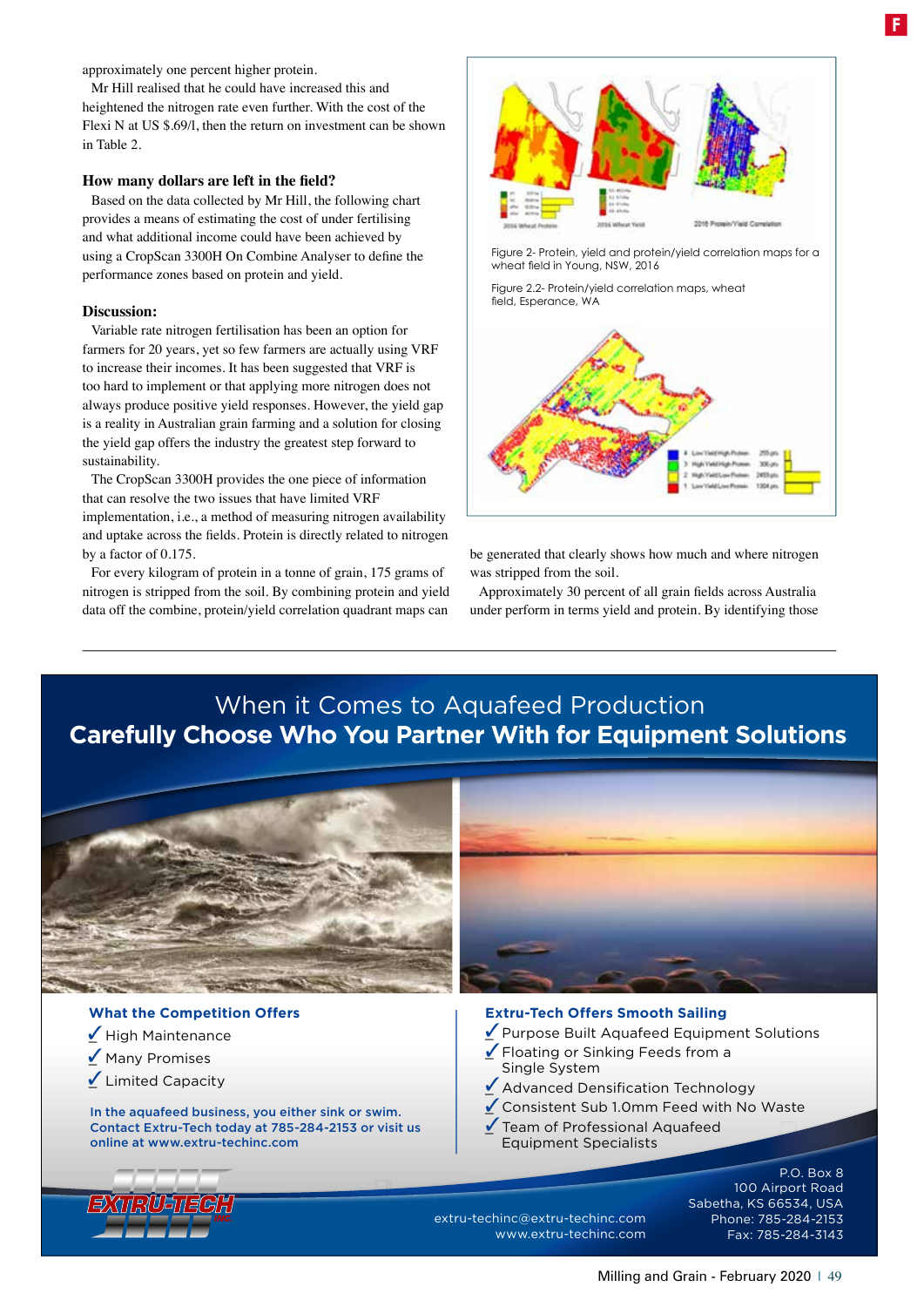approximately one percent higher protein.

Mr Hill realised that he could have increased this and heightened the nitrogen rate even further. With the cost of the Flexi N at US $.69/l, then the return on investment can be shown in Table 2.

### How many dollars are left in the field?

Based on the data collected by Mr Hill, the following chart provides a means of estimating the cost of under fertilising and what additional income could have been achieved by using a CropScan 3300H On Combine Analyser to define the performance zones based on protein and yield.

### Discussion:

Variable rate nitrogen fertilisation has been an option for farmers for 20 years, yet so few farmers are actually using VRF to increase their incomes. It has been suggested that VRF is too hard to implement or that applying more nitrogen does not always produce positive yield responses. However, the yield gap is a reality in Australian grain farming and a solution for closing the yield gap offers the industry the greatest step forward to sustainability.

The CropScan 3300H provides the one piece of information that can resolve the two issues that have limited VRF implementation, i.e., a method of measuring nitrogen availability and uptake across the fields. Protein is directly related to nitrogen by a factor of 0.175.

For every kilogram of protein in a tonne of grain, 175 grams of nitrogen is stripped from the soil. By combining protein and yield data off the combine, protein/yield correlation quadrant maps can be generated that clearly shows how much and where nitrogen was stripped from the soil.

Approximately 30 percent of all grain fields across Australia under perform in terms yield and protein. By identifying those

Figure 2- Protein, yield and protein/yield correlation maps for a wheat field in Young, NSW, 2016

Figure 2.2- Protein/yield correlation maps, wheat field, Esperance, WA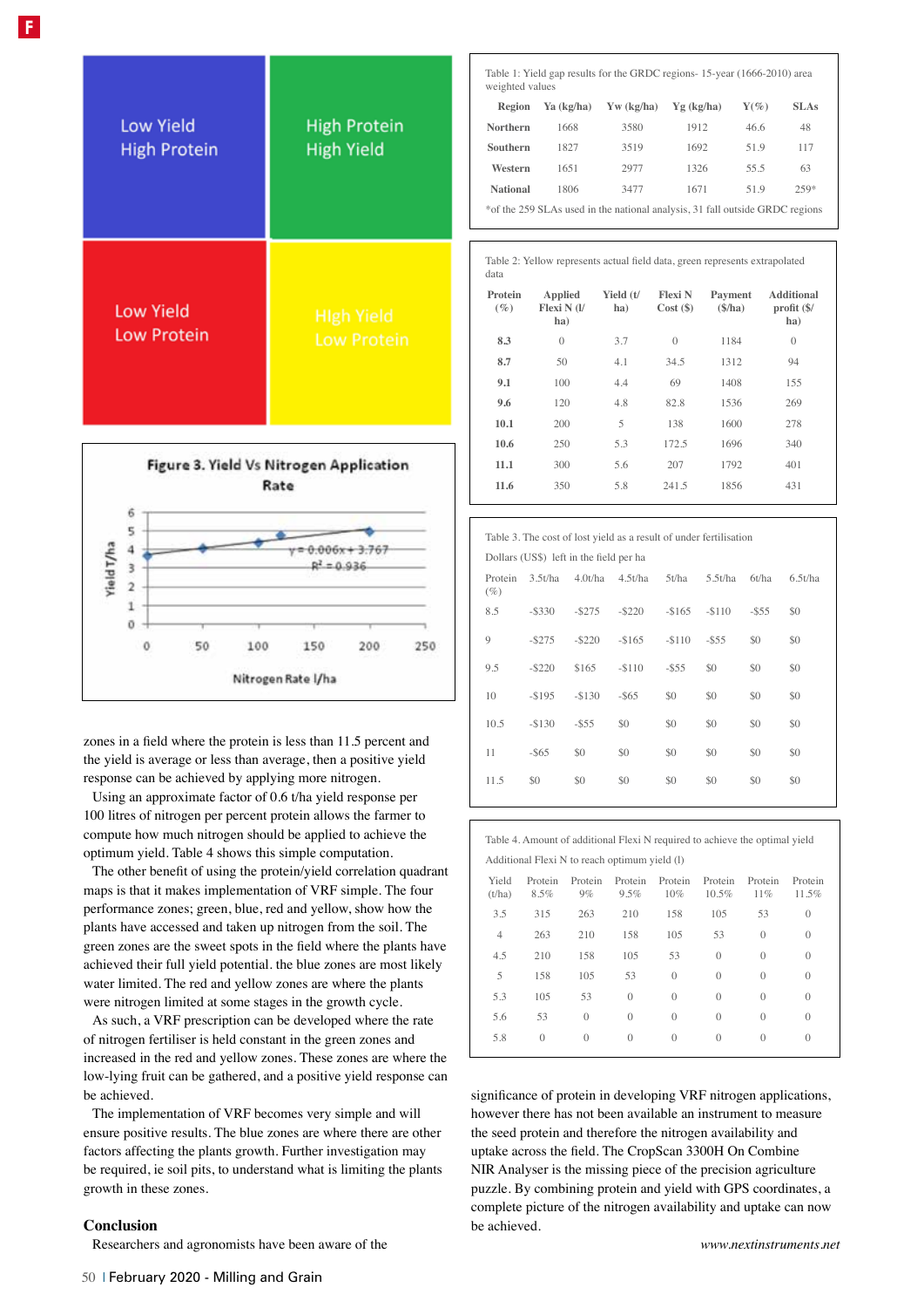Low Yield
High Protein

High Protein
High Yield

Low Yield
Low Protein

High Yield
Low Protein

Figure 3. Yield Vs Nitrogen Application Rate

y = 0.006x + 3.767

$R^2$ = 0.936

Yield T/ha

Nitrogen Rate l/ha

0 50 100 150 200 250

0 1 2 3 4 5 6

zones in a field where the protein is less than 11.5 percent and the yield is average or less than average, then a positive yield response can be achieved by applying more nitrogen.

Using an approximate factor of 0.6 t/ha yield response per 100 litres of nitrogen per percent protein allows the farmer to compute how much nitrogen should be applied to achieve the optimum yield. Table 4 shows this simple computation.

The other benefit of using the protein/yield correlation quadrant maps is that it makes implementation of VRF simple. The four performance zones; green, blue, red and yellow, show how the plants have accessed and taken up nitrogen from the soil. The green zones are the sweet spots in the field where the plants have achieved their full yield potential. the blue zones are most likely water limited. The red and yellow zones are where the plants were nitrogen limited at some stages in the growth cycle.

As such, a VRF prescription can be developed where the rate of nitrogen fertiliser is held constant in the green zones and increased in the red and yellow zones. These zones are where the low-lying fruit can be gathered, and a positive yield response can be achieved.

The implementation of VRF becomes very simple and will ensure positive results. The blue zones are where there are other factors affecting the plants growth. Further investigation may be required, ie soil pits, to understand what is limiting the plants growth in these zones.

## Conclusion

Researchers and agronomists have been aware of the significance of protein in developing VRF nitrogen applications, however there has not been available an instrument to measure the seed protein and therefore the nitrogen availability and uptake across the field. The CropScan 3300H On Combine NIR Analyser is the missing piece of the precision agriculture puzzle. By combining protein and yield with GPS coordinates, a complete picture of the nitrogen availability and uptake can now be achieved.

*www.nextinstruments.net*

Table 1: Yield gap results for the GRDC regions- 15-year (1666-2010) area weighted values

| Region | Ya (kg/ha) | Yw (kg/ha) | Yg (kg/ha) | Y(%) | SLAs |
|---|---|---|---|---|---|
| Northern | 1668 | 3580 | 1912 | 46.6 | 48 |
| Southern | 1827 | 3519 | 1692 | 51.9 | 117 |
| Western | 1651 | 2977 | 1326 | 55.5 | 63 |
| National | 1806 | 3477 | 1671 | 51.9 | 259* |

*of the 259 SLAs used in the national analysis, 31 fall outside GRDC regions

Table 2: Yellow represents actual field data, green represents extrapolated data

| Protein (%) | Applied Flexi N (l/ha) | Yield (t/ha) | Flexi N Cost ($) | Payment ($/ha) | Additional profit ($/ha) |
|---|---|---|---|---|---|
| 8.3 | 0 | 3.7 | 0 | 1184 | 0 |
| 8.7 | 50 | 4.1 | 34.5 | 1312 | 94 |
| 9.1 | 100 | 4.4 | 69 | 1408 | 155 |
| 9.6 | 120 | 4.8 | 82.8 | 1536 | 269 |
| 10.1 | 200 | 5 | 138 | 1600 | 278 |
| 10.6 | 250 | 5.3 | 172.5 | 1696 | 340 |
| 11.1 | 300 | 5.6 | 207 | 1792 | 401 |
| 11.6 | 350 | 5.8 | 241.5 | 1856 | 431 |

Table 3. The cost of lost yield as a result of under fertilisation

Dollars (US$) left in the field per ha

| Protein (%) | 3.5t/ha | 4.0t/ha | 4.5t/ha | 5t/ha | 5.5t/ha | 6t/ha | 6.5t/ha |
|---|---|---|---|---|---|---|---|
| 8.5 | -$330 | -$275 | -$220 | -$165 | -$110 | -$55 | $0 |
| 9 | -$275 | -$220 | -$165 | -$110 | -$55 | $0 | $0 |
| 9.5 | -$220 | $165 | -$110 | -$55 | $0 | $0 | $0 |
| 10 | -$195 | -$130 | -$65 | $0 | $0 | $0 | $0 |
| 10.5 | -$130 | -$55 | $0 | $0 | $0 | $0 | $0 |
| 11 | -$65 | $0 | $0 | $0 | $0 | $0 | $0 |
| 11.5 | $0 | $0 | $0 | $0 | $0 | $0 | $0 |

Table 4. Amount of additional Flexi N required to achieve the optimal yield

Additional Flexi N to reach optimum yield (l)

| Yield (t/ha) | Protein 8.5% | Protein 9% | Protein 9.5% | Protein 10% | Protein 10.5% | Protein 11% | Protein 11.5% |
|---|---|---|---|---|---|---|---|
| 3.5 | 315 | 263 | 210 | 158 | 105 | 53 | 0 |
| 4 | 263 | 210 | 158 | 105 | 53 | 0 | 0 |
| 4.5 | 210 | 158 | 105 | 53 | 0 | 0 | 0 |
| 5 | 158 | 105 | 53 | 0 | 0 | 0 | 0 |
| 5.3 | 105 | 53 | 0 | 0 | 0 | 0 | 0 |
| 5.6 | 53 | 0 | 0 | 0 | 0 | 0 | 0 |
| 5.8 | 0 | 0 | 0 | 0 | 0 | 0 | 0 |